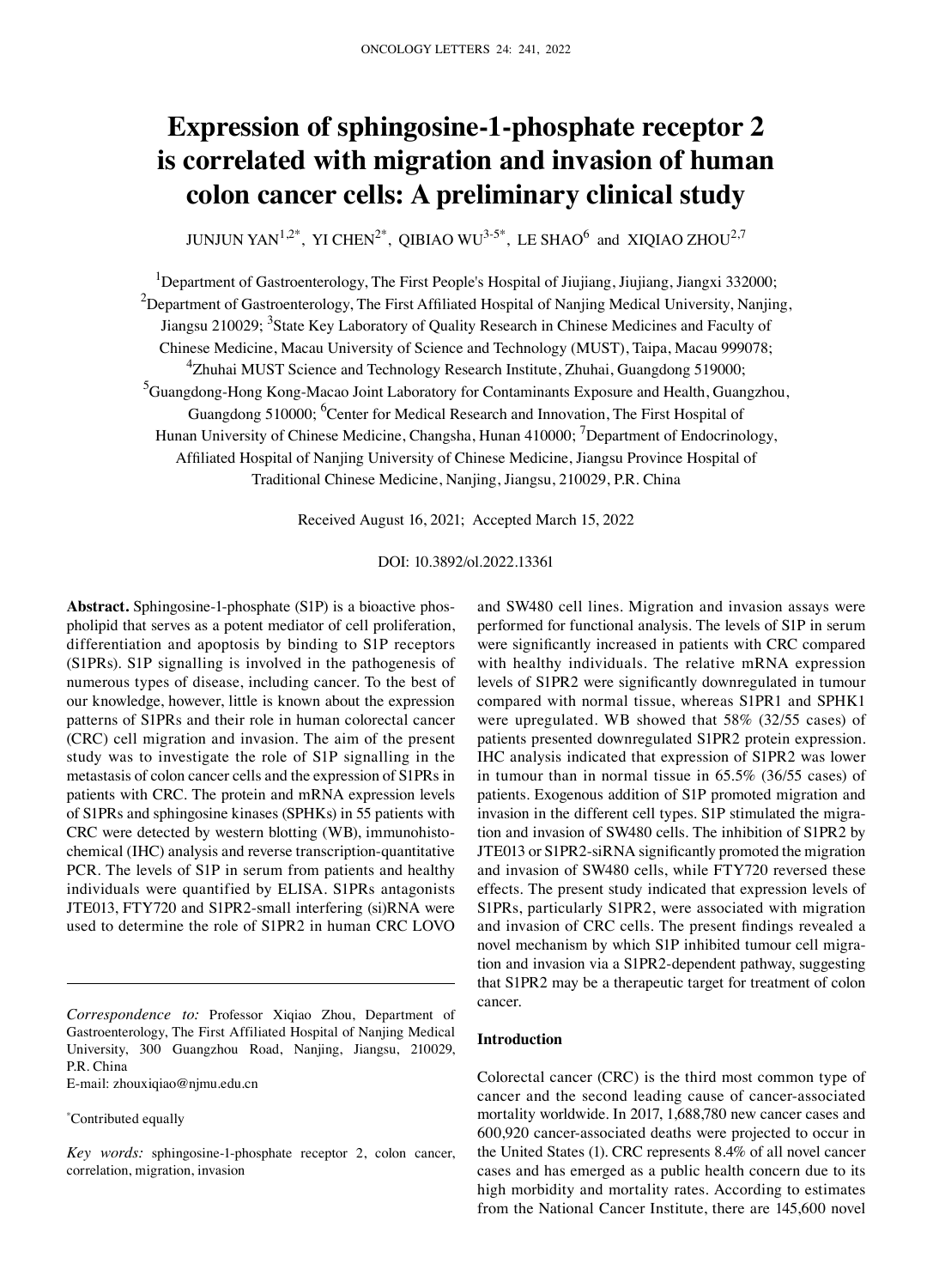# Expression of sphingosine-1-phosphate receptor 2 is correlated with migration and invasion of human colon cancer cells: A preliminary clinical study

JUNJUN YAN[1,2*], YI CHEN[2*], QIBIAO WU[3-5*], LE SHAO[6] and XIQIAO ZHOU[2,7]

[1]Department of Gastroenterology, The First People's Hospital of Jiujiang, Jiujiang, Jiangxi 332000; [2]Department of Gastroenterology, The First Affiliated Hospital of Nanjing Medical University, Nanjing, Jiangsu 210029; [3]State Key Laboratory of Quality Research in Chinese Medicines and Faculty of Chinese Medicine, Macau University of Science and Technology (MUST), Taipa, Macau 999078; [4]Zhuhai MUST Science and Technology Research Institute, Zhuhai, Guangdong 519000; [5]Guangdong-Hong Kong-Macao Joint Laboratory for Contaminants Exposure and Health, Guangzhou, Guangdong 510000; [6]Center for Medical Research and Innovation, The First Hospital of Hunan University of Chinese Medicine, Changsha, Hunan 410000; [7]Department of Endocrinology, Affiliated Hospital of Nanjing University of Chinese Medicine, Jiangsu Province Hospital of Traditional Chinese Medicine, Nanjing, Jiangsu, 210029, P.R. China

Received August 16, 2021; Accepted March 15, 2022

DOI: 10.3892/ol.2022.13361

**Abstract.** Sphingosine-1-phosphate (S1P) is a bioactive phospholipid that serves as a potent mediator of cell proliferation, differentiation and apoptosis by binding to S1P receptors (S1PRs). S1P signalling is involved in the pathogenesis of numerous types of disease, including cancer. To the best of our knowledge, however, little is known about the expression patterns of S1PRs and their role in human colorectal cancer (CRC) cell migration and invasion. The aim of the present study was to investigate the role of S1P signalling in the metastasis of colon cancer cells and the expression of S1PRs in patients with CRC. The protein and mRNA expression levels of S1PRs and sphingosine kinases (SPHKs) in 55 patients with CRC were detected by western blotting (WB), immunohistochemical (IHC) analysis and reverse transcription-quantitative PCR. The levels of S1P in serum from patients and healthy individuals were quantified by ELISA. S1PRs antagonists JTE013, FTY720 and S1PR2-small interfering (si)RNA were used to determine the role of S1PR2 in human CRC LOVO and SW480 cell lines. Migration and invasion assays were performed for functional analysis. The levels of S1P in serum were significantly increased in patients with CRC compared with healthy individuals. The relative mRNA expression levels of S1PR2 were significantly downregulated in tumour compared with normal tissue, whereas S1PR1 and SPHK1 were upregulated. WB showed that 58% (32/55 cases) of patients presented downregulated S1PR2 protein expression. IHC analysis indicated that expression of S1PR2 was lower in tumour than in normal tissue in 65.5% (36/55 cases) of patients. Exogenous addition of S1P promoted migration and invasion in the different cell types. S1P stimulated the migration and invasion of SW480 cells. The inhibition of S1PR2 by JTE013 or S1PR2-siRNA significantly promoted the migration and invasion of SW480 cells, while FTY720 reversed these effects. The present study indicated that expression levels of S1PRs, particularly S1PR2, were associated with migration and invasion of CRC cells. The present findings revealed a novel mechanism by which S1P inhibited tumour cell migration and invasion via a S1PR2-dependent pathway, suggesting that S1PR2 may be a therapeutic target for treatment of colon cancer.

*Correspondence to:* Professor Xiqiao Zhou, Department of Gastroenterology, The First Affiliated Hospital of Nanjing Medical University, 300 Guangzhou Road, Nanjing, Jiangsu, 210029, P.R. China
E-mail: zhouxiqiao@njmu.edu.cn

*Contributed equally

*Key words:* sphingosine-1-phosphate receptor 2, colon cancer, correlation, migration, invasion

## Introduction

Colorectal cancer (CRC) is the third most common type of cancer and the second leading cause of cancer-associated mortality worldwide. In 2017, 1,688,780 new cancer cases and 600,920 cancer-associated deaths were projected to occur in the United States (1). CRC represents 8.4% of all novel cancer cases and has emerged as a public health concern due to its high morbidity and mortality rates. According to estimates from the National Cancer Institute, there are 145,600 novel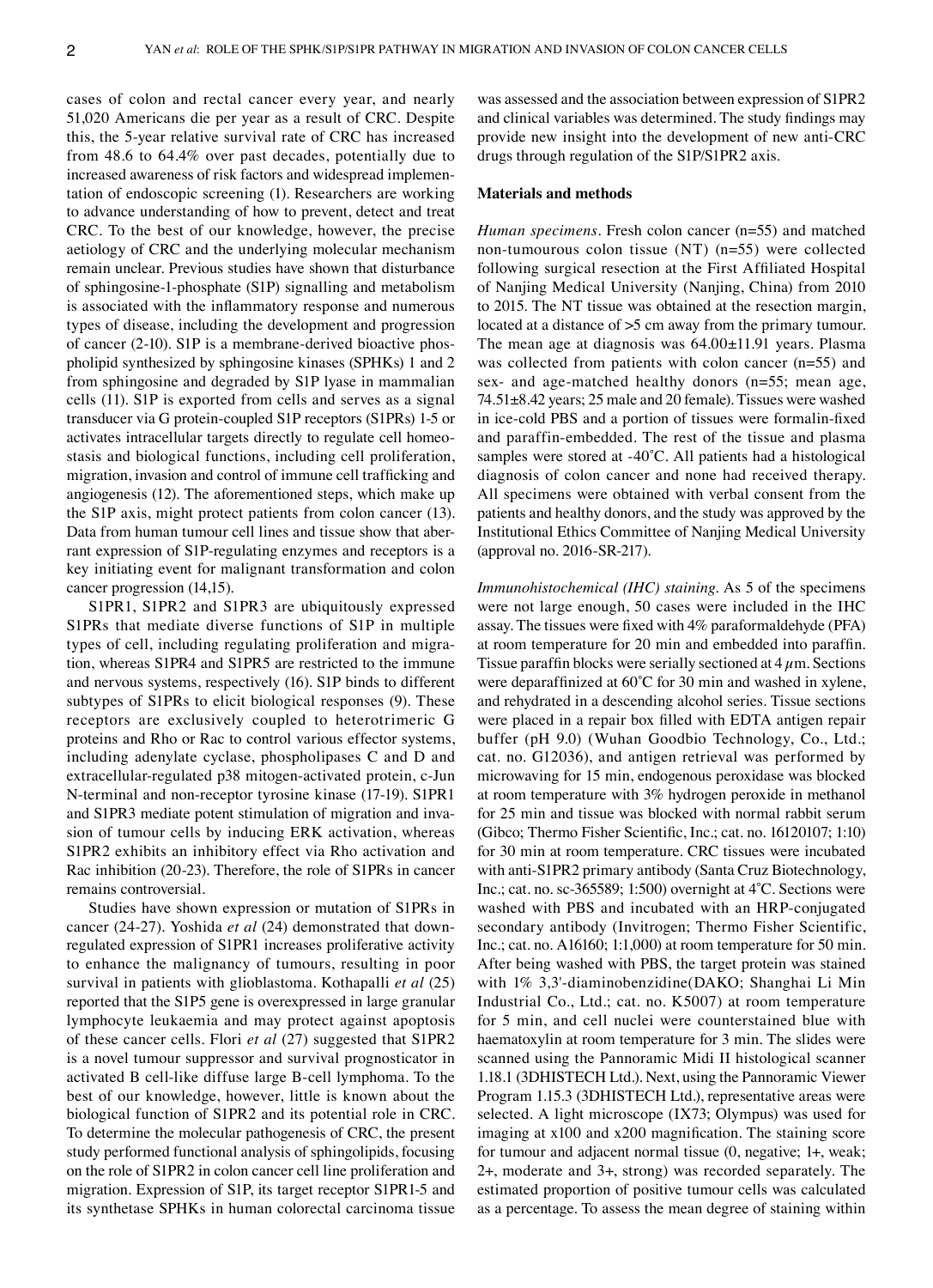cases of colon and rectal cancer every year, and nearly 51,020 Americans die per year as a result of CRC. Despite this, the 5-year relative survival rate of CRC has increased from 48.6 to 64.4% over past decades, potentially due to increased awareness of risk factors and widespread implementation of endoscopic screening (1). Researchers are working to advance understanding of how to prevent, detect and treat CRC. To the best of our knowledge, however, the precise aetiology of CRC and the underlying molecular mechanism remain unclear. Previous studies have shown that disturbance of sphingosine-1-phosphate (S1P) signalling and metabolism is associated with the inflammatory response and numerous types of disease, including the development and progression of cancer (2-10). S1P is a membrane-derived bioactive phospholipid synthesized by sphingosine kinases (SPHKs) 1 and 2 from sphingosine and degraded by S1P lyase in mammalian cells (11). S1P is exported from cells and serves as a signal transducer via G protein-coupled S1P receptors (S1PRs) 1-5 or activates intracellular targets directly to regulate cell homeostasis and biological functions, including cell proliferation, migration, invasion and control of immune cell trafficking and angiogenesis (12). The aforementioned steps, which make up the S1P axis, might protect patients from colon cancer (13). Data from human tumour cell lines and tissue show that aberrant expression of S1P-regulating enzymes and receptors is a key initiating event for malignant transformation and colon cancer progression (14,15).

S1PR1, S1PR2 and S1PR3 are ubiquitously expressed S1PRs that mediate diverse functions of S1P in multiple types of cell, including regulating proliferation and migration, whereas S1PR4 and S1PR5 are restricted to the immune and nervous systems, respectively (16). S1P binds to different subtypes of S1PRs to elicit biological responses (9). These receptors are exclusively coupled to heterotrimeric G proteins and Rho or Rac to control various effector systems, including adenylate cyclase, phospholipases C and D and extracellular-regulated p38 mitogen-activated protein, c-Jun N-terminal and non-receptor tyrosine kinase (17-19). S1PR1 and S1PR3 mediate potent stimulation of migration and invasion of tumour cells by inducing ERK activation, whereas S1PR2 exhibits an inhibitory effect via Rho activation and Rac inhibition (20-23). Therefore, the role of S1PRs in cancer remains controversial.

Studies have shown expression or mutation of S1PRs in cancer (24-27). Yoshida *et al* (24) demonstrated that downregulated expression of S1PR1 increases proliferative activity to enhance the malignancy of tumours, resulting in poor survival in patients with glioblastoma. Kothapalli *et al* (25) reported that the S1P5 gene is overexpressed in large granular lymphocyte leukaemia and may protect against apoptosis of these cancer cells. Flori *et al* (27) suggested that S1PR2 is a novel tumour suppressor and survival prognosticator in activated B cell-like diffuse large B-cell lymphoma. To the best of our knowledge, however, little is known about the biological function of S1PR2 and its potential role in CRC. To determine the molecular pathogenesis of CRC, the present study performed functional analysis of sphingolipids, focusing on the role of S1PR2 in colon cancer cell line proliferation and migration. Expression of S1P, its target receptor S1PR1-5 and its synthetase SPHKs in human colorectal carcinoma tissue was assessed and the association between expression of S1PR2 and clinical variables was determined. The study findings may provide new insight into the development of new anti-CRC drugs through regulation of the S1P/S1PR2 axis.

## Materials and methods

*Human specimens.* Fresh colon cancer (n=55) and matched non-tumourous colon tissue (NT) (n=55) were collected following surgical resection at the First Affiliated Hospital of Nanjing Medical University (Nanjing, China) from 2010 to 2015. The NT tissue was obtained at the resection margin, located at a distance of >5 cm away from the primary tumour. The mean age at diagnosis was 64.00±11.91 years. Plasma was collected from patients with colon cancer (n=55) and sex- and age-matched healthy donors (n=55; mean age, 74.51±8.42 years; 25 male and 20 female). Tissues were washed in ice-cold PBS and a portion of tissues were formalin-fixed and paraffin-embedded. The rest of the tissue and plasma samples were stored at -40˚C. All patients had a histological diagnosis of colon cancer and none had received therapy. All specimens were obtained with verbal consent from the patients and healthy donors, and the study was approved by the Institutional Ethics Committee of Nanjing Medical University (approval no. 2016-SR-217).

*Immunohistochemical (IHC) staining.* As 5 of the specimens were not large enough, 50 cases were included in the IHC assay. The tissues were fixed with 4% paraformaldehyde (PFA) at room temperature for 20 min and embedded into paraffin. Tissue paraffin blocks were serially sectioned at 4 $\mu$m. Sections were deparaffinized at 60˚C for 30 min and washed in xylene, and rehydrated in a descending alcohol series. Tissue sections were placed in a repair box filled with EDTA antigen repair buffer (pH 9.0) (Wuhan Goodbio Technology, Co., Ltd.; cat. no. G12036), and antigen retrieval was performed by microwaving for 15 min, endogenous peroxidase was blocked at room temperature with 3% hydrogen peroxide in methanol for 25 min and tissue was blocked with normal rabbit serum (Gibco; Thermo Fisher Scientific, Inc.; cat. no. 16120107; 1:10) for 30 min at room temperature. CRC tissues were incubated with anti-S1PR2 primary antibody (Santa Cruz Biotechnology, Inc.; cat. no. sc-365589; 1:500) overnight at 4˚C. Sections were washed with PBS and incubated with an HRP-conjugated secondary antibody (Invitrogen; Thermo Fisher Scientific, Inc.; cat. no. A16160; 1:1,000) at room temperature for 50 min. After being washed with PBS, the target protein was stained with 1% 3,3'-diaminobenzidine(DAKO; Shanghai Li Min Industrial Co., Ltd.; cat. no. K5007) at room temperature for 5 min, and cell nuclei were counterstained blue with haematoxylin at room temperature for 3 min. The slides were scanned using the Pannoramic Midi II histological scanner 1.18.1 (3DHISTECH Ltd.). Next, using the Pannoramic Viewer Program 1.15.3 (3DHISTECH Ltd.), representative areas were selected. A light microscope (IX73; Olympus) was used for imaging at x100 and x200 magnification. The staining score for tumour and adjacent normal tissue (0, negative; 1+, weak; 2+, moderate and 3+, strong) was recorded separately. The estimated proportion of positive tumour cells was calculated as a percentage. To assess the mean degree of staining within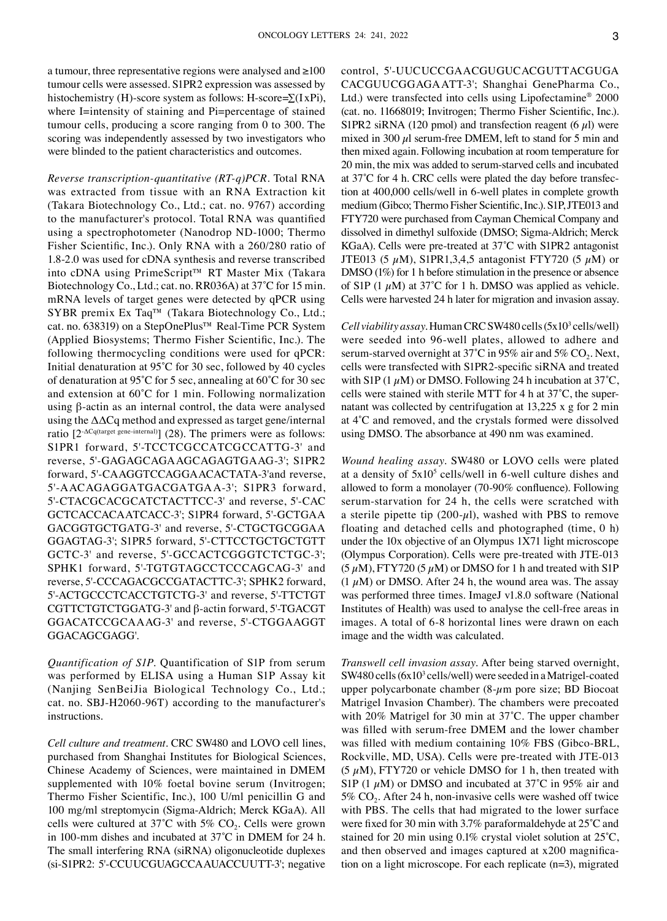a tumour, three representative regions were analysed and ≥100 tumour cells were assessed. S1PR2 expression was assessed by histochemistry (H)-score system as follows: H-score=Σ(IxPi), where I=intensity of staining and Pi=percentage of stained tumour cells, producing a score ranging from 0 to 300. The scoring was independently assessed by two investigators who were blinded to the patient characteristics and outcomes.

*Reverse transcription-quantitative (RT-q)PCR.* Total RNA was extracted from tissue with an RNA Extraction kit (Takara Biotechnology Co., Ltd.; cat. no. 9767) according to the manufacturer's protocol. Total RNA was quantified using a spectrophotometer (Nanodrop ND-1000; Thermo Fisher Scientific, Inc.). Only RNA with a 260/280 ratio of 1.8-2.0 was used for cDNA synthesis and reverse transcribed into cDNA using PrimeScript™ RT Master Mix (Takara Biotechnology Co., Ltd.; cat. no. RR036A) at 37˚C for 15 min. mRNA levels of target genes were detected by qPCR using SYBR premix Ex Taq™ (Takara Biotechnology Co., Ltd.; cat. no. 638319) on a StepOnePlus™ Real-Time PCR System (Applied Biosystems; Thermo Fisher Scientific, Inc.). The following thermocycling conditions were used for qPCR: Initial denaturation at 95˚C for 30 sec, followed by 40 cycles of denaturation at 95˚C for 5 sec, annealing at 60˚C for 30 sec and extension at 60˚C for 1 min. Following normalization using β-actin as an internal control, the data were analysed using the ΔΔCq method and expressed as target gene/internal ratio [$2^{-\Delta Cq(\text{target gene-internal})}$] (28). The primers were as follows: S1PR1 forward, 5'-TCCTCGCCATCGCCATTG-3' and reverse, 5'-GAGAGCAGAAGCAGAGTGAAG-3'; S1PR2 forward, 5'-CAAGGTCCAGGAACACTATA-3'and reverse, 5'-AACAGAGGATGACGATGAA-3'; S1PR3 forward, 5'-CTACGCACGCATCTACTTCC-3' and reverse, 5'-CACGCTCACCACAATCACC-3'; S1PR4 forward, 5'-GCTGAAGACGGTGCTGATG-3' and reverse, 5'-CTGCTGCGGAAGGAGTAG-3'; S1PR5 forward, 5'-CTTCCTGCTGCTGTTGCTC-3' and reverse, 5'-GCCACTCGGGTCTCTGC-3'; SPHK1 forward, 5'-TGTGTAGCCTCCCAGCAG-3' and reverse, 5'-CCCAGACGCCGATACTTC-3'; SPHK2 forward, 5'-ACTGCCCTCACCTGTCTG-3' and reverse, 5'-TTCTGTCGTTCTGTCTGGATG-3' and β-actin forward, 5'-TGACGTGGACATCCGCAAAG-3' and reverse, 5'-CTGGAAGGTGGACAGCGAGG'.

*Quantification of S1P.* Quantification of S1P from serum was performed by ELISA using a Human S1P Assay kit (Nanjing SenBeiJia Biological Technology Co., Ltd.; cat. no. SBJ-H2060-96T) according to the manufacturer's instructions.

*Cell culture and treatment.* CRC SW480 and LOVO cell lines, purchased from Shanghai Institutes for Biological Sciences, Chinese Academy of Sciences, were maintained in DMEM supplemented with 10% foetal bovine serum (Invitrogen; Thermo Fisher Scientific, Inc.), 100 U/ml penicillin G and 100 mg/ml streptomycin (Sigma-Aldrich; Merck KGaA). All cells were cultured at 37˚C with 5% $CO_2$. Cells were grown in 100-mm dishes and incubated at 37˚C in DMEM for 24 h. The small interfering RNA (siRNA) oligonucleotide duplexes (si-S1PR2: 5'-CCUUCGUAGCCAAUACCUUTT-3'; negative control, 5'-UUCUCCGAACGUGUCACGUTTACGUGACACGUUCGGAGAATT-3'; Shanghai GenePharma Co., Ltd.) were transfected into cells using Lipofectamine® 2000 (cat. no. 11668019; Invitrogen; Thermo Fisher Scientific, Inc.). S1PR2 siRNA (120 pmol) and transfection reagent (6 µl) were mixed in 300 µl serum-free DMEM, left to stand for 5 min and then mixed again. Following incubation at room temperature for 20 min, the mix was added to serum-starved cells and incubated at 37˚C for 4 h. CRC cells were plated the day before transfection at 400,000 cells/well in 6-well plates in complete growth medium (Gibco; Thermo Fisher Scientific, Inc.). S1P, JTE013 and FTY720 were purchased from Cayman Chemical Company and dissolved in dimethyl sulfoxide (DMSO; Sigma-Aldrich; Merck KGaA). Cells were pre-treated at 37˚C with S1PR2 antagonist JTE013 (5 µM), S1PR1,3,4,5 antagonist FTY720 (5 µM) or DMSO (1%) for 1 h before stimulation in the presence or absence of S1P (1 µM) at 37˚C for 1 h. DMSO was applied as vehicle. Cells were harvested 24 h later for migration and invasion assay.

*Cell viability assay.* Human CRC SW480 cells ($5\times10^3$ cells/well) were seeded into 96-well plates, allowed to adhere and serum-starved overnight at 37˚C in 95% air and 5% $CO_2$. Next, cells were transfected with S1PR2-specific siRNA and treated with S1P (1 µM) or DMSO. Following 24 h incubation at 37˚C, cells were stained with sterile MTT for 4 h at 37˚C, the supernatant was collected by centrifugation at 13,225 x g for 2 min at 4˚C and removed, and the crystals formed were dissolved using DMSO. The absorbance at 490 nm was examined.

*Wound healing assay.* SW480 or LOVO cells were plated at a density of $5\times10^5$ cells/well in 6-well culture dishes and allowed to form a monolayer (70-90% confluence). Following serum-starvation for 24 h, the cells were scratched with a sterile pipette tip (200-µl), washed with PBS to remove floating and detached cells and photographed (time, 0 h) under the 10x objective of an Olympus 1X71 light microscope (Olympus Corporation). Cells were pre-treated with JTE-013 (5 µM), FTY720 (5 µM) or DMSO for 1 h and treated with S1P (1 µM) or DMSO. After 24 h, the wound area was. The assay was performed three times. ImageJ v1.8.0 software (National Institutes of Health) was used to analyse the cell-free areas in images. A total of 6-8 horizontal lines were drawn on each image and the width was calculated.

*Transwell cell invasion assay.* After being starved overnight, SW480 cells ($6\times10^3$ cells/well) were seeded in a Matrigel-coated upper polycarbonate chamber (8-µm pore size; BD Biocoat Matrigel Invasion Chamber). The chambers were precoated with 20% Matrigel for 30 min at 37˚C. The upper chamber was filled with serum-free DMEM and the lower chamber was filled with medium containing 10% FBS (Gibco-BRL, Rockville, MD, USA). Cells were pre-treated with JTE-013 (5 µM), FTY720 or vehicle DMSO for 1 h, then treated with S1P (1 µM) or DMSO and incubated at 37˚C in 95% air and 5% $CO_2$. After 24 h, non-invasive cells were washed off twice with PBS. The cells that had migrated to the lower surface were fixed for 30 min with 3.7% paraformaldehyde at 25˚C and stained for 20 min using 0.1% crystal violet solution at 25˚C, and then observed and images captured at x200 magnification on a light microscope. For each replicate (n=3), migrated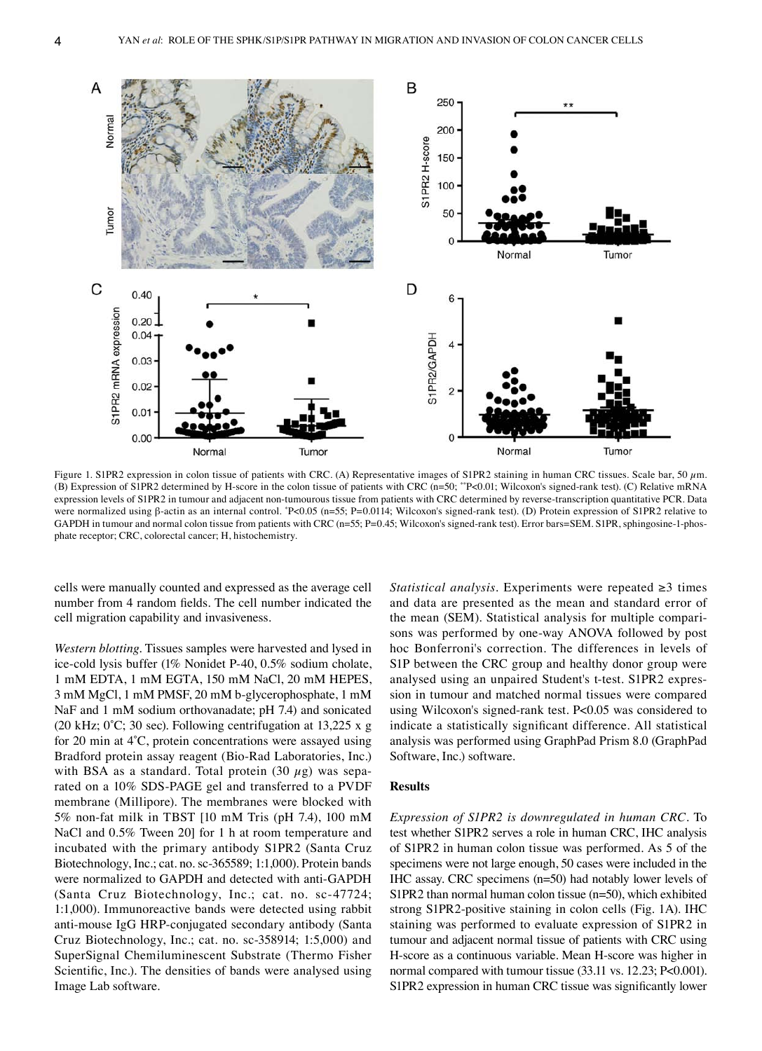Figure 1. S1PR2 expression in colon tissue of patients with CRC. (A) Representative images of S1PR2 staining in human CRC tissues. Scale bar, 50 $\mu$m. (B) Expression of S1PR2 determined by H-score in the colon tissue of patients with CRC (n=50; $^{**}$P<0.01; Wilcoxon's signed-rank test). (C) Relative mRNA expression levels of S1PR2 in tumour and adjacent non-tumourous tissue from patients with CRC determined by reverse-transcription quantitative PCR. Data were normalized using β-actin as an internal control. $^{*}$P<0.05 (n=55; P=0.0114; Wilcoxon's signed-rank test). (D) Protein expression of S1PR2 relative to GAPDH in tumour and normal colon tissue from patients with CRC (n=55; P=0.45; Wilcoxon's signed-rank test). Error bars=SEM. S1PR, sphingosine-1-phosphate receptor; CRC, colorectal cancer; H, histochemistry.

cells were manually counted and expressed as the average cell number from 4 random fields. The cell number indicated the cell migration capability and invasiveness.

*Western blotting.* Tissues samples were harvested and lysed in ice-cold lysis buffer (1% Nonidet P-40, 0.5% sodium cholate, 1 mM EDTA, 1 mM EGTA, 150 mM NaCl, 20 mM HEPES, 3 mM $MgCl$, 1 mM PMSF, 20 mM b-glycerophosphate, 1 mM NaF and 1 mM sodium orthovanadate; pH 7.4) and sonicated (20 kHz; 0˚C; 30 sec). Following centrifugation at 13,225 x g for 20 min at 4˚C, protein concentrations were assayed using Bradford protein assay reagent (Bio-Rad Laboratories, Inc.) with BSA as a standard. Total protein (30 $\mu$g) was separated on a 10% SDS-PAGE gel and transferred to a PVDF membrane (Millipore). The membranes were blocked with 5% non-fat milk in TBST [10 mM Tris (pH 7.4), 100 mM NaCl and 0.5% Tween 20] for 1 h at room temperature and incubated with the primary antibody S1PR2 (Santa Cruz Biotechnology, Inc.; cat. no. sc-365589; 1:1,000). Protein bands were normalized to GAPDH and detected with anti-GAPDH (Santa Cruz Biotechnology, Inc.; cat. no. sc-47724; 1:1,000). Immunoreactive bands were detected using rabbit anti-mouse IgG HRP-conjugated secondary antibody (Santa Cruz Biotechnology, Inc.; cat. no. sc-358914; 1:5,000) and SuperSignal Chemiluminescent Substrate (Thermo Fisher Scientific, Inc.). The densities of bands were analysed using Image Lab software.

*Statistical analysis.* Experiments were repeated ≥3 times and data are presented as the mean and standard error of the mean (SEM). Statistical analysis for multiple comparisons was performed by one-way ANOVA followed by post hoc Bonferroni's correction. The differences in levels of S1P between the CRC group and healthy donor group were analysed using an unpaired Student's t-test. S1PR2 expression in tumour and matched normal tissues were compared using Wilcoxon's signed-rank test. P<0.05 was considered to indicate a statistically significant difference. All statistical analysis was performed using GraphPad Prism 8.0 (GraphPad Software, Inc.) software.

## Results

*Expression of S1PR2 is downregulated in human CRC.* To test whether S1PR2 serves a role in human CRC, IHC analysis of S1PR2 in human colon tissue was performed. As 5 of the specimens were not large enough, 50 cases were included in the IHC assay. CRC specimens (n=50) had notably lower levels of S1PR2 than normal human colon tissue (n=50), which exhibited strong S1PR2-positive staining in colon cells (Fig. 1A). IHC staining was performed to evaluate expression of S1PR2 in tumour and adjacent normal tissue of patients with CRC using H-score as a continuous variable. Mean H-score was higher in normal compared with tumour tissue (33.11 vs. 12.23; P<0.001). S1PR2 expression in human CRC tissue was significantly lower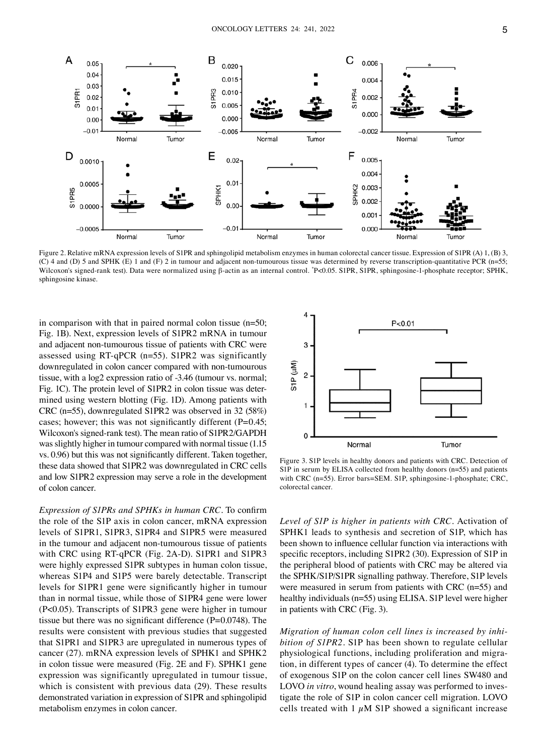Figure 2. Relative mRNA expression levels of S1PR and sphingolipid metabolism enzymes in human colorectal cancer tissue. Expression of S1PR (A) 1, (B) 3, (C) 4 and (D) 5 and SPHK (E) 1 and (F) 2 in tumour and adjacent non-tumourous tissue was determined by reverse transcription-quantitative PCR (n=55; Wilcoxon's signed-rank test). Data were normalized using β-actin as an internal control. *P<0.05. S1PR, S1PR, sphingosine-1-phosphate receptor; SPHK, sphingosine kinase.

in comparison with that in paired normal colon tissue (n=50; Fig. 1B). Next, expression levels of S1PR2 mRNA in tumour and adjacent non-tumourous tissue of patients with CRC were assessed using RT-qPCR (n=55). S1PR2 was significantly downregulated in colon cancer compared with non-tumourous tissue, with a log2 expression ratio of -3.46 (tumour vs. normal; Fig. 1C). The protein level of S1PR2 in colon tissue was determined using western blotting (Fig. 1D). Among patients with CRC (n=55), downregulated S1PR2 was observed in 32 (58%) cases; however; this was not significantly different (P=0.45; Wilcoxon's signed-rank test). The mean ratio of S1PR2/GAPDH was slightly higher in tumour compared with normal tissue (1.15 vs. 0.96) but this was not significantly different. Taken together, these data showed that S1PR2 was downregulated in CRC cells and low S1PR2 expression may serve a role in the development of colon cancer.

*Expression of S1PRs and SPHKs in human CRC*. To confirm the role of the S1P axis in colon cancer, mRNA expression levels of S1PR1, S1PR3, S1PR4 and S1PR5 were measured in the tumour and adjacent non-tumourous tissue of patients with CRC using RT-qPCR (Fig. 2A-D). S1PR1 and S1PR3 were highly expressed S1PR subtypes in human colon tissue, whereas S1P4 and S1P5 were barely detectable. Transcript levels for S1PR1 gene were significantly higher in tumour than in normal tissue, while those of S1PR4 gene were lower (P<0.05). Transcripts of S1PR3 gene were higher in tumour tissue but there was no significant difference (P=0.0748). The results were consistent with previous studies that suggested that S1PR1 and S1PR3 are upregulated in numerous types of cancer (27). mRNA expression levels of SPHK1 and SPHK2 in colon tissue were measured (Fig. 2E and F). SPHK1 gene expression was significantly upregulated in tumour tissue, which is consistent with previous data (29). These results demonstrated variation in expression of S1PR and sphingolipid metabolism enzymes in colon cancer.

Figure 3. S1P levels in healthy donors and patients with CRC. Detection of S1P in serum by ELISA collected from healthy donors (n=55) and patients with CRC (n=55). Error bars=SEM. S1P, sphingosine-1-phosphate; CRC, colorectal cancer.

*Level of S1P is higher in patients with CRC*. Activation of SPHK1 leads to synthesis and secretion of S1P, which has been shown to influence cellular function via interactions with specific receptors, including S1PR2 (30). Expression of S1P in the peripheral blood of patients with CRC may be altered via the SPHK/S1P/S1PR signalling pathway. Therefore, S1P levels were measured in serum from patients with CRC (n=55) and healthy individuals (n=55) using ELISA. S1P level were higher in patients with CRC (Fig. 3).

*Migration of human colon cell lines is increased by inhibition of S1PR2*. S1P has been shown to regulate cellular physiological functions, including proliferation and migration, in different types of cancer (4). To determine the effect of exogenous S1P on the colon cancer cell lines SW480 and LOVO *in vitro*, wound healing assay was performed to investigate the role of S1P in colon cancer cell migration. LOVO cells treated with 1 $\mu$M S1P showed a significant increase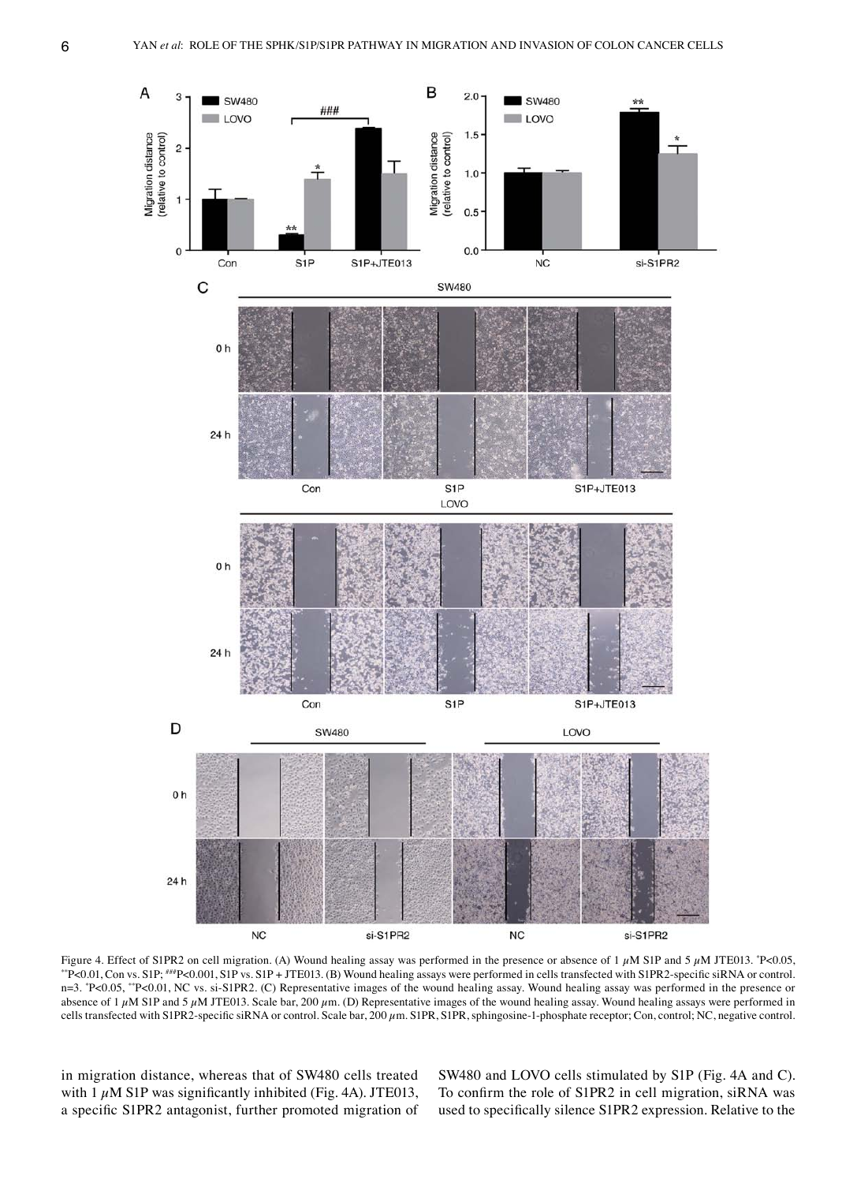Figure 4. Effect of S1PR2 on cell migration. (A) Wound healing assay was performed in the presence or absence of 1 $\mu$M S1P and 5 $\mu$M JTE013. *P<0.05, **P<0.01, Con vs. S1P; ###P<0.001, S1P vs. S1P + JTE013. (B) Wound healing assays were performed in cells transfected with S1PR2-specific siRNA or control. n=3. *P<0.05, **P<0.01, NC vs. si-S1PR2. (C) Representative images of the wound healing assay. Wound healing assay was performed in the presence or absence of 1 $\mu$M S1P and 5 $\mu$M JTE013. Scale bar, 200 $\mu$m. (D) Representative images of the wound healing assay. Wound healing assays were performed in cells transfected with S1PR2-specific siRNA or control. Scale bar, 200 $\mu$m. S1PR, S1PR, sphingosine-1-phosphate receptor; Con, control; NC, negative control.

in migration distance, whereas that of SW480 cells treated with 1 $\mu$M S1P was significantly inhibited (Fig. 4A). JTE013, a specific S1PR2 antagonist, further promoted migration of SW480 and LOVO cells stimulated by S1P (Fig. 4A and C). To confirm the role of S1PR2 in cell migration, siRNA was used to specifically silence S1PR2 expression. Relative to the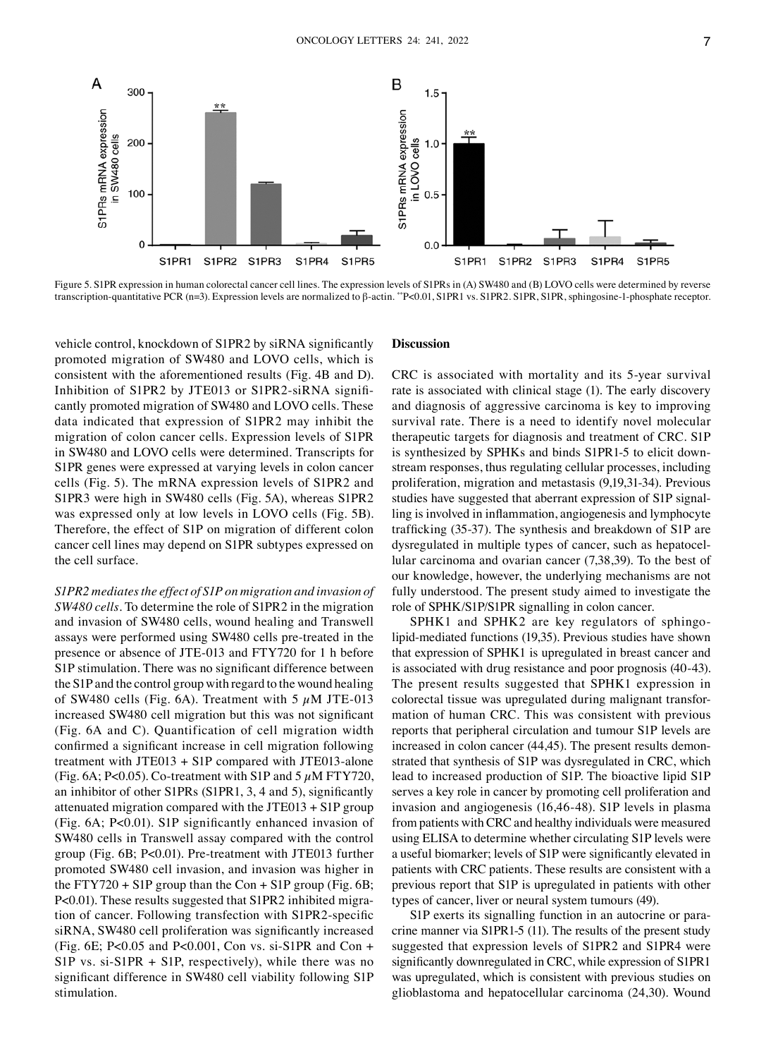Figure 5. S1PR expression in human colorectal cancer cell lines. The expression levels of S1PRs in (A) SW480 and (B) LOVO cells were determined by reverse transcription-quantitative PCR (n=3). Expression levels are normalized to β-actin. **P<0.01, S1PR1 vs. S1PR2. S1PR, S1PR, sphingosine-1-phosphate receptor.

vehicle control, knockdown of S1PR2 by siRNA significantly promoted migration of SW480 and LOVO cells, which is consistent with the aforementioned results (Fig. 4B and D). Inhibition of S1PR2 by JTE013 or S1PR2-siRNA significantly promoted migration of SW480 and LOVO cells. These data indicated that expression of S1PR2 may inhibit the migration of colon cancer cells. Expression levels of S1PR in SW480 and LOVO cells were determined. Transcripts for S1PR genes were expressed at varying levels in colon cancer cells (Fig. 5). The mRNA expression levels of S1PR2 and S1PR3 were high in SW480 cells (Fig. 5A), whereas S1PR2 was expressed only at low levels in LOVO cells (Fig. 5B). Therefore, the effect of S1P on migration of different colon cancer cell lines may depend on S1PR subtypes expressed on the cell surface.

*S1PR2 mediates the effect of S1P on migration and invasion of SW480 cells.* To determine the role of S1PR2 in the migration and invasion of SW480 cells, wound healing and Transwell assays were performed using SW480 cells pre-treated in the presence or absence of JTE-013 and FTY720 for 1 h before S1P stimulation. There was no significant difference between the S1P and the control group with regard to the wound healing of SW480 cells (Fig. 6A). Treatment with 5 $\mu$M JTE-013 increased SW480 cell migration but this was not significant (Fig. 6A and C). Quantification of cell migration width confirmed a significant increase in cell migration following treatment with JTE013 + S1P compared with JTE013-alone (Fig. 6A; P<0.05). Co-treatment with S1P and 5 $\mu$M FTY720, an inhibitor of other S1PRs (S1PR1, 3, 4 and 5), significantly attenuated migration compared with the JTE013 + S1P group (Fig. 6A; P<0.01). S1P significantly enhanced invasion of SW480 cells in Transwell assay compared with the control group (Fig. 6B; P<0.01). Pre-treatment with JTE013 further promoted SW480 cell invasion, and invasion was higher in the FTY720 + S1P group than the Con + S1P group (Fig. 6B; P<0.01). These results suggested that S1PR2 inhibited migration of cancer. Following transfection with S1PR2-specific siRNA, SW480 cell proliferation was significantly increased (Fig. 6E; P<0.05 and P<0.001, Con vs. si-S1PR and Con + S1P vs. si-S1PR + S1P, respectively), while there was no significant difference in SW480 cell viability following S1P stimulation.

## Discussion

CRC is associated with mortality and its 5-year survival rate is associated with clinical stage (1). The early discovery and diagnosis of aggressive carcinoma is key to improving survival rate. There is a need to identify novel molecular therapeutic targets for diagnosis and treatment of CRC. S1P is synthesized by SPHKs and binds S1PR1-5 to elicit downstream responses, thus regulating cellular processes, including proliferation, migration and metastasis (9,19,31-34). Previous studies have suggested that aberrant expression of S1P signalling is involved in inflammation, angiogenesis and lymphocyte trafficking (35-37). The synthesis and breakdown of S1P are dysregulated in multiple types of cancer, such as hepatocellular carcinoma and ovarian cancer (7,38,39). To the best of our knowledge, however, the underlying mechanisms are not fully understood. The present study aimed to investigate the role of SPHK/S1P/S1PR signalling in colon cancer.

SPHK1 and SPHK2 are key regulators of sphingolipid-mediated functions (19,35). Previous studies have shown that expression of SPHK1 is upregulated in breast cancer and is associated with drug resistance and poor prognosis (40-43). The present results suggested that SPHK1 expression in colorectal tissue was upregulated during malignant transformation of human CRC. This was consistent with previous reports that peripheral circulation and tumour S1P levels are increased in colon cancer (44,45). The present results demonstrated that synthesis of S1P was dysregulated in CRC, which lead to increased production of S1P. The bioactive lipid S1P serves a key role in cancer by promoting cell proliferation and invasion and angiogenesis (16,46-48). S1P levels in plasma from patients with CRC and healthy individuals were measured using ELISA to determine whether circulating S1P levels were a useful biomarker; levels of S1P were significantly elevated in patients with CRC patients. These results are consistent with a previous report that S1P is upregulated in patients with other types of cancer, liver or neural system tumours (49).

S1P exerts its signalling function in an autocrine or paracrine manner via S1PR1-5 (11). The results of the present study suggested that expression levels of S1PR2 and S1PR4 were significantly downregulated in CRC, while expression of S1PR1 was upregulated, which is consistent with previous studies on glioblastoma and hepatocellular carcinoma (24,30). Wound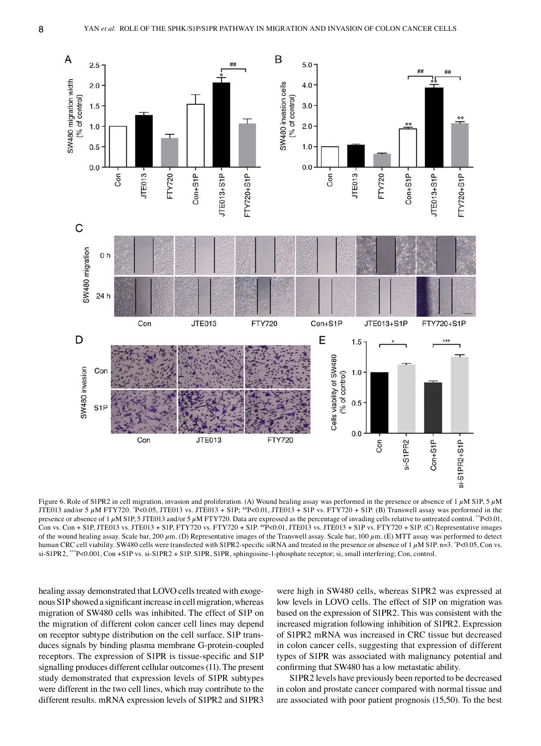Figure 6. Role of S1PR2 in cell migration, invasion and proliferation. (A) Wound healing assay was performed in the presence or absence of 1 $\mu$M S1P, 5 $\mu$M JTE013 and/or 5 $\mu$M FTY720. $^{*}$P<0.05, JTE013 vs. JTE013 + S1P; $^{\#\#}$P<0.01, JTE013 + S1P vs. FTY720 + S1P. (B) Transwell assay was performed in the presence or absence of 1 $\mu$M S1P, 5 JTE013 and/or 5 $\mu$M FTY720. Data are expressed as the percentage of invading cells relative to untreated control. $^{**}$P<0.01, Con vs. Con + S1P, JTE013 vs. JTE013 + S1P, FTY720 vs. FTY720 + S1P. $^{\#\#}$P<0.01, JTE013 vs. JTE013 + S1P vs. FTY720 + S1P. (C) Representative images of the wound healing assay. Scale bar, 200 $\mu$m. (D) Representative images of the Transwell assay. Scale bar, 100 $\mu$m. (E) MTT assay was performed to detect human CRC cell viability. SW480 cells were transfected with S1PR2-specific siRNA and treated in the presence or absence of 1 $\mu$M S1P. n=3. $^{*}$P<0.05, Con vs. si-S1PR2, $^{***}$P<0.001, Con +S1P vs. si-S1PR2 + S1P. S1PR, S1PR, sphingosine-1-phosphate receptor; si, small interfering; Con, control.

healing assay demonstrated that LOVO cells treated with exogenous S1P showed a significant increase in cell migration, whereas migration of SW480 cells was inhibited. The effect of S1P on the migration of different colon cancer cell lines may depend on receptor subtype distribution on the cell surface. S1P transduces signals by binding plasma membrane G-protein-coupled receptors. The expression of S1PR is tissue-specific and S1P signalling produces different cellular outcomes (11). The present study demonstrated that expression levels of S1PR subtypes were different in the two cell lines, which may contribute to the different results. mRNA expression levels of S1PR2 and S1PR3 were high in SW480 cells, whereas S1PR2 was expressed at low levels in LOVO cells. The effect of S1P on migration was based on the expression of S1PR2. This was consistent with the increased migration following inhibition of S1PR2. Expression of S1PR2 mRNA was increased in CRC tissue but decreased in colon cancer cells, suggesting that expression of different types of S1PR was associated with malignancy potential and confirming that SW480 has a low metastatic ability.

S1PR2 levels have previously been reported to be decreased in colon and prostate cancer compared with normal tissue and are associated with poor patient prognosis (15,50). To the best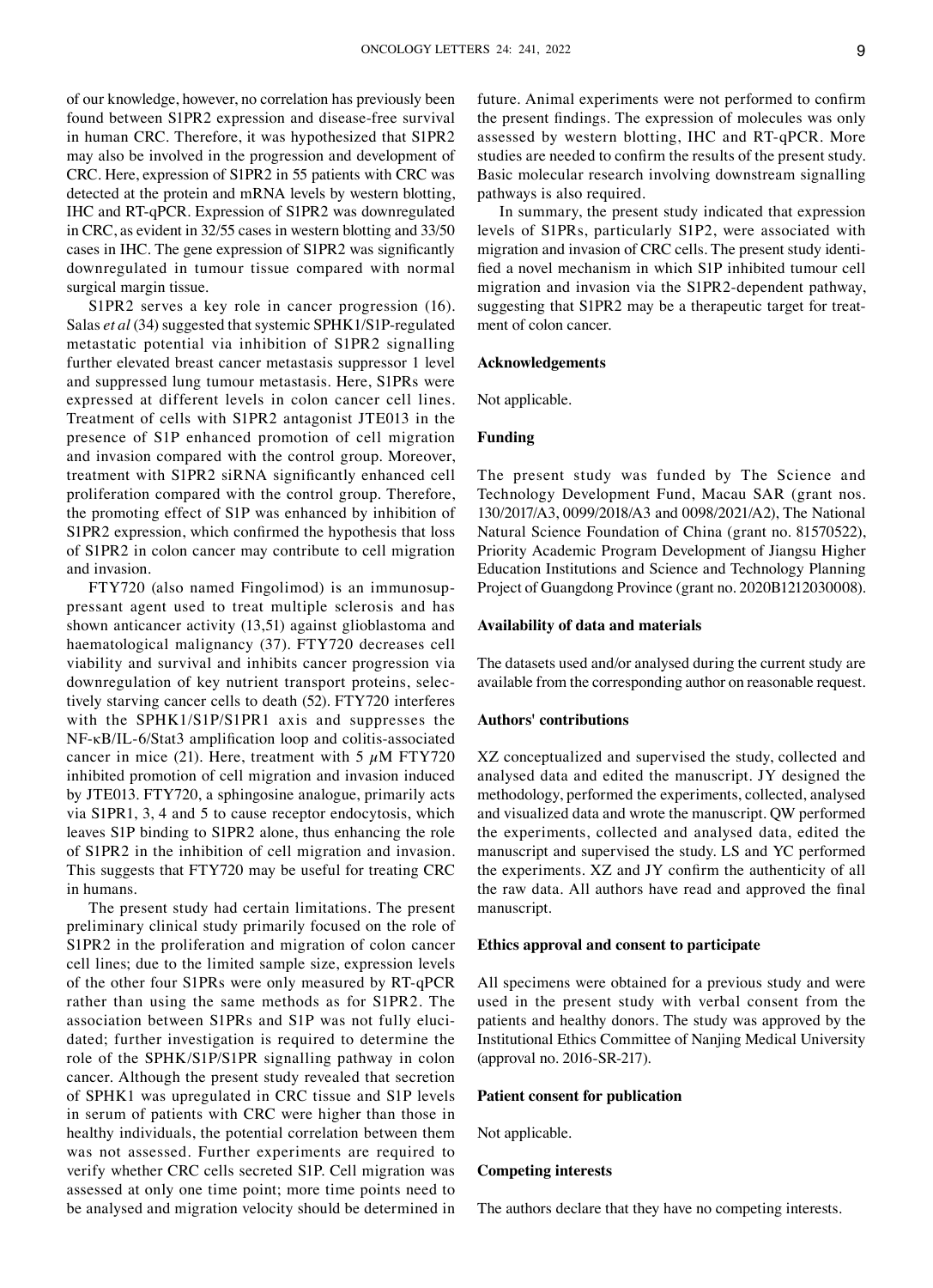of our knowledge, however, no correlation has previously been found between S1PR2 expression and disease-free survival in human CRC. Therefore, it was hypothesized that S1PR2 may also be involved in the progression and development of CRC. Here, expression of S1PR2 in 55 patients with CRC was detected at the protein and mRNA levels by western blotting, IHC and RT-qPCR. Expression of S1PR2 was downregulated in CRC, as evident in 32/55 cases in western blotting and 33/50 cases in IHC. The gene expression of S1PR2 was significantly downregulated in tumour tissue compared with normal surgical margin tissue.

S1PR2 serves a key role in cancer progression (16). Salas *et al* (34) suggested that systemic SPHK1/S1P-regulated metastatic potential via inhibition of S1PR2 signalling further elevated breast cancer metastasis suppressor 1 level and suppressed lung tumour metastasis. Here, S1PRs were expressed at different levels in colon cancer cell lines. Treatment of cells with S1PR2 antagonist JTE013 in the presence of S1P enhanced promotion of cell migration and invasion compared with the control group. Moreover, treatment with S1PR2 siRNA significantly enhanced cell proliferation compared with the control group. Therefore, the promoting effect of S1P was enhanced by inhibition of S1PR2 expression, which confirmed the hypothesis that loss of S1PR2 in colon cancer may contribute to cell migration and invasion.

FTY720 (also named Fingolimod) is an immunosuppressant agent used to treat multiple sclerosis and has shown anticancer activity (13,51) against glioblastoma and haematological malignancy (37). FTY720 decreases cell viability and survival and inhibits cancer progression via downregulation of key nutrient transport proteins, selectively starving cancer cells to death (52). FTY720 interferes with the SPHK1/S1P/S1PR1 axis and suppresses the NF-κB/IL-6/Stat3 amplification loop and colitis-associated cancer in mice (21). Here, treatment with 5 $\mu$M FTY720 inhibited promotion of cell migration and invasion induced by JTE013. FTY720, a sphingosine analogue, primarily acts via S1PR1, 3, 4 and 5 to cause receptor endocytosis, which leaves S1P binding to S1PR2 alone, thus enhancing the role of S1PR2 in the inhibition of cell migration and invasion. This suggests that FTY720 may be useful for treating CRC in humans.

The present study had certain limitations. The present preliminary clinical study primarily focused on the role of S1PR2 in the proliferation and migration of colon cancer cell lines; due to the limited sample size, expression levels of the other four S1PRs were only measured by RT-qPCR rather than using the same methods as for S1PR2. The association between S1PRs and S1P was not fully elucidated; further investigation is required to determine the role of the SPHK/S1P/S1PR signalling pathway in colon cancer. Although the present study revealed that secretion of SPHK1 was upregulated in CRC tissue and S1P levels in serum of patients with CRC were higher than those in healthy individuals, the potential correlation between them was not assessed. Further experiments are required to verify whether CRC cells secreted S1P. Cell migration was assessed at only one time point; more time points need to be analysed and migration velocity should be determined in future. Animal experiments were not performed to confirm the present findings. The expression of molecules was only assessed by western blotting, IHC and RT-qPCR. More studies are needed to confirm the results of the present study. Basic molecular research involving downstream signalling pathways is also required.

In summary, the present study indicated that expression levels of S1PRs, particularly S1P2, were associated with migration and invasion of CRC cells. The present study identified a novel mechanism in which S1P inhibited tumour cell migration and invasion via the S1PR2-dependent pathway, suggesting that S1PR2 may be a therapeutic target for treatment of colon cancer.

## Acknowledgements

Not applicable.

## Funding

The present study was funded by The Science and Technology Development Fund, Macau SAR (grant nos. 130/2017/A3, 0099/2018/A3 and 0098/2021/A2), The National Natural Science Foundation of China (grant no. 81570522), Priority Academic Program Development of Jiangsu Higher Education Institutions and Science and Technology Planning Project of Guangdong Province (grant no. 2020B1212030008).

## Availability of data and materials

The datasets used and/or analysed during the current study are available from the corresponding author on reasonable request.

## Authors' contributions

XZ conceptualized and supervised the study, collected and analysed data and edited the manuscript. JY designed the methodology, performed the experiments, collected, analysed and visualized data and wrote the manuscript. QW performed the experiments, collected and analysed data, edited the manuscript and supervised the study. LS and YC performed the experiments. XZ and JY confirm the authenticity of all the raw data. All authors have read and approved the final manuscript.

## Ethics approval and consent to participate

All specimens were obtained for a previous study and were used in the present study with verbal consent from the patients and healthy donors. The study was approved by the Institutional Ethics Committee of Nanjing Medical University (approval no. 2016-SR-217).

## Patient consent for publication

Not applicable.

## Competing interests

The authors declare that they have no competing interests.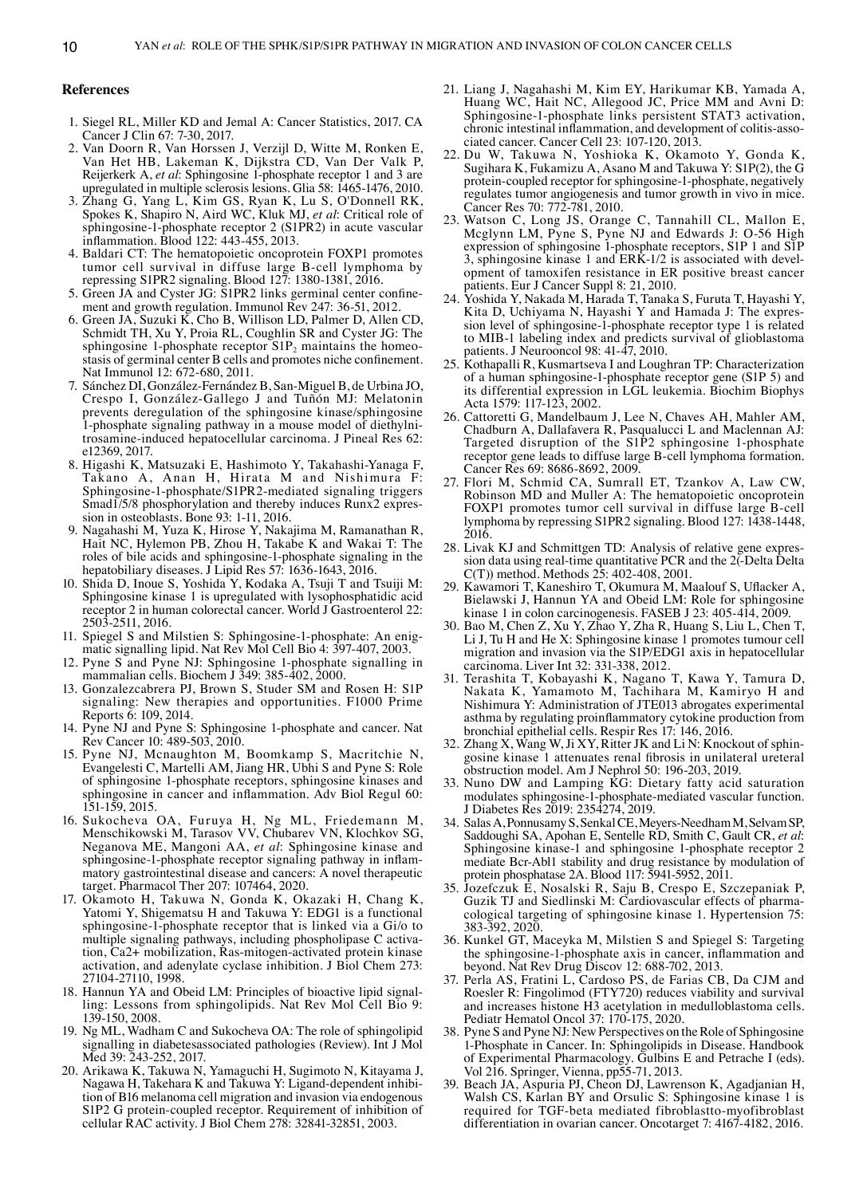## References

1. Siegel RL, Miller KD and Jemal A: Cancer Statistics, 2017. CA Cancer J Clin 67: 7-30, 2017.
2. Van Doorn R, Van Horssen J, Verzijl D, Witte M, Ronken E, Van Het HB, Lakeman K, Dijkstra CD, Van Der Valk P, Reijerkerk A, *et al*: Sphingosine 1-phosphate receptor 1 and 3 are upregulated in multiple sclerosis lesions. Glia 58: 1465-1476, 2010.
3. Zhang G, Yang L, Kim GS, Ryan K, Lu S, O'Donnell RK, Spokes K, Shapiro N, Aird WC, Kluk MJ, *et al*: Critical role of sphingosine-1-phosphate receptor 2 (S1PR2) in acute vascular inflammation. Blood 122: 443-455, 2013.
4. Baldari CT: The hematopoietic oncoprotein FOXP1 promotes tumor cell survival in diffuse large B-cell lymphoma by repressing S1PR2 signaling. Blood 127: 1380-1381, 2016.
5. Green JA and Cyster JG: S1PR2 links germinal center confinement and growth regulation. Immunol Rev 247: 36-51, 2012.
6. Green JA, Suzuki K, Cho B, Willison LD, Palmer D, Allen CD, Schmidt TH, Xu Y, Proia RL, Coughlin SR and Cyster JG: The sphingosine 1-phosphate receptor $S1P_2$ maintains the homeostasis of germinal center B cells and promotes niche confinement. Nat Immunol 12: 672-680, 2011.
7. Sánchez DI, González-Fernández B, San-Miguel B, de Urbina JO, Crespo I, González-Gallego J and Tuñón MJ: Melatonin prevents deregulation of the sphingosine kinase/sphingosine 1-phosphate signaling pathway in a mouse model of diethylnitrosamine-induced hepatocellular carcinoma. J Pineal Res 62: e12369, 2017.
8. Higashi K, Matsuzaki E, Hashimoto Y, Takahashi-Yanaga F, Takano A, Anan H, Hirata M and Nishimura F: Sphingosine-1-phosphate/S1PR2-mediated signaling triggers Smad1/5/8 phosphorylation and thereby induces Runx2 expression in osteoblasts. Bone 93: 1-11, 2016.
9. Nagahashi M, Yuza K, Hirose Y, Nakajima M, Ramanathan R, Hait NC, Hylemon PB, Zhou H, Takabe K and Wakai T: The roles of bile acids and sphingosine-1-phosphate signaling in the hepatobiliary diseases. J Lipid Res 57: 1636-1643, 2016.
10. Shida D, Inoue S, Yoshida Y, Kodaka A, Tsuji T and Tsuiji M: Sphingosine kinase 1 is upregulated with lysophosphatidic acid receptor 2 in human colorectal cancer. World J Gastroenterol 22: 2503-2511, 2016.
11. Spiegel S and Milstien S: Sphingosine-1-phosphate: An enigmatic signalling lipid. Nat Rev Mol Cell Bio 4: 397-407, 2003.
12. Pyne S and Pyne NJ: Sphingosine 1-phosphate signalling in mammalian cells. Biochem J 349: 385-402, 2000.
13. Gonzalezcabrera PJ, Brown S, Studer SM and Rosen H: S1P signaling: New therapies and opportunities. F1000 Prime Reports 6: 109, 2014.
14. Pyne NJ and Pyne S: Sphingosine 1-phosphate and cancer. Nat Rev Cancer 10: 489-503, 2010.
15. Pyne NJ, Mcnaughton M, Boomkamp S, Macritchie N, Evangelesti C, Martelli AM, Jiang HR, Ubhi S and Pyne S: Role of sphingosine 1-phosphate receptors, sphingosine kinases and sphingosine in cancer and inflammation. Adv Biol Regul 60: 151-159, 2015.
16. Sukocheva OA, Furuya H, Ng ML, Friedemann M, Menschikowski M, Tarasov VV, Chubarev VN, Klochkov SG, Neganova ME, Mangoni AA, *et al*: Sphingosine kinase and sphingosine-1-phosphate receptor signaling pathway in inflammatory gastrointestinal disease and cancers: A novel therapeutic target. Pharmacol Ther 207: 107464, 2020.
17. Okamoto H, Takuwa N, Gonda K, Okazaki H, Chang K, Yatomi Y, Shigematsu H and Takuwa Y: EDG1 is a functional sphingosine-1-phosphate receptor that is linked via a Gi/o to multiple signaling pathways, including phospholipase C activation, Ca2+ mobilization, Ras-mitogen-activated protein kinase activation, and adenylate cyclase inhibition. J Biol Chem 273: 27104-27110, 1998.
18. Hannun YA and Obeid LM: Principles of bioactive lipid signalling: Lessons from sphingolipids. Nat Rev Mol Cell Bio 9: 139-150, 2008.
19. Ng ML, Wadham C and Sukocheva OA: The role of sphingolipid signalling in diabetesassociated pathologies (Review). Int J Mol Med 39: 243-252, 2017.
20. Arikawa K, Takuwa N, Yamaguchi H, Sugimoto N, Kitayama J, Nagawa H, Takehara K and Takuwa Y: Ligand-dependent inhibition of B16 melanoma cell migration and invasion via endogenous S1P2 G protein-coupled receptor. Requirement of inhibition of cellular RAC activity. J Biol Chem 278: 32841-32851, 2003.
21. Liang J, Nagahashi M, Kim EY, Harikumar KB, Yamada A, Huang WC, Hait NC, Allegood JC, Price MM and Avni D: Sphingosine-1-phosphate links persistent STAT3 activation, chronic intestinal inflammation, and development of colitis-associated cancer. Cancer Cell 23: 107-120, 2013.
22. Du W, Takuwa N, Yoshioka K, Okamoto Y, Gonda K, Sugihara K, Fukamizu A, Asano M and Takuwa Y: S1P(2), the G protein-coupled receptor for sphingosine-1-phosphate, negatively regulates tumor angiogenesis and tumor growth in vivo in mice. Cancer Res 70: 772-781, 2010.
23. Watson C, Long JS, Orange C, Tannahill CL, Mallon E, Mcglynn LM, Pyne S, Pyne NJ and Edwards J: O-56 High expression of sphingosine 1-phosphate receptors, S1P 1 and S1P 3, sphingosine kinase 1 and ERK-1/2 is associated with development of tamoxifen resistance in ER positive breast cancer patients. Eur J Cancer Suppl 8: 21, 2010.
24. Yoshida Y, Nakada M, Harada T, Tanaka S, Furuta T, Hayashi Y, Kita D, Uchiyama N, Hayashi Y and Hamada J: The expression level of sphingosine-1-phosphate receptor type 1 is related to MIB-1 labeling index and predicts survival of glioblastoma patients. J Neurooncol 98: 41-47, 2010.
25. Kothapalli R, Kusmartseva I and Loughran TP: Characterization of a human sphingosine-1-phosphate receptor gene (S1P 5) and its differential expression in LGL leukemia. Biochim Biophys Acta 1579: 117-123, 2002.
26. Cattoretti G, Mandelbaum J, Lee N, Chaves AH, Mahler AM, Chadburn A, Dallafavera R, Pasqualucci L and Maclennan AJ: Targeted disruption of the S1P2 sphingosine 1-phosphate receptor gene leads to diffuse large B-cell lymphoma formation. Cancer Res 69: 8686-8692, 2009.
27. Flori M, Schmid CA, Sumrall ET, Tzankov A, Law CW, Robinson MD and Muller A: The hematopoietic oncoprotein FOXP1 promotes tumor cell survival in diffuse large B-cell lymphoma by repressing S1PR2 signaling. Blood 127: 1438-1448, 2016.
28. Livak KJ and Schmittgen TD: Analysis of relative gene expression data using real-time quantitative PCR and the 2(-Delta Delta C(T)) method. Methods 25: 402-408, 2001.
29. Kawamori T, Kaneshiro T, Okumura M, Maalouf S, Uflacker A, Bielawski J, Hannun YA and Obeid LM: Role for sphingosine kinase 1 in colon carcinogenesis. FASEB J 23: 405-414, 2009.
30. Bao M, Chen Z, Xu Y, Zhao Y, Zha R, Huang S, Liu L, Chen T, Li J, Tu H and He X: Sphingosine kinase 1 promotes tumour cell migration and invasion via the S1P/EDG1 axis in hepatocellular carcinoma. Liver Int 32: 331-338, 2012.
31. Terashita T, Kobayashi K, Nagano T, Kawa Y, Tamura D, Nakata K, Yamamoto M, Tachihara M, Kamiryo H and Nishimura Y: Administration of JTE013 abrogates experimental asthma by regulating proinflammatory cytokine production from bronchial epithelial cells. Respir Res 17: 146, 2016.
32. Zhang X, Wang W, Ji XY, Ritter JK and Li N: Knockout of sphingosine kinase 1 attenuates renal fibrosis in unilateral ureteral obstruction model. Am J Nephrol 50: 196-203, 2019.
33. Nuno DW and Lamping KG: Dietary fatty acid saturation modulates sphingosine-1-phosphate-mediated vascular function. J Diabetes Res 2019: 2354274, 2019.
34. Salas A, Ponnusamy S, Senkal CE, Meyers-Needham M, Selvam SP, Saddoughi SA, Apohan E, Sentelle RD, Smith C, Gault CR, *et al*: Sphingosine kinase-1 and sphingosine 1-phosphate receptor 2 mediate Bcr-Abl1 stability and drug resistance by modulation of protein phosphatase 2A. Blood 117: 5941-5952, 2011.
35. Jozefczuk E, Nosalski R, Saju B, Crespo E, Szczepaniak P, Guzik TJ and Siedlinski M: Cardiovascular effects of pharmacological targeting of sphingosine kinase 1. Hypertension 75: 383-392, 2020.
36. Kunkel GT, Maceyka M, Milstien S and Spiegel S: Targeting the sphingosine-1-phosphate axis in cancer, inflammation and beyond. Nat Rev Drug Discov 12: 688-702, 2013.
37. Perla AS, Fratini L, Cardoso PS, de Farias CB, Da CJM and Roesler R: Fingolimod (FTY720) reduces viability and survival and increases histone H3 acetylation in medulloblastoma cells. Pediatr Hematol Oncol 37: 170-175, 2020.
38. Pyne S and Pyne NJ: New Perspectives on the Role of Sphingosine 1-Phosphate in Cancer. In: Sphingolipids in Disease. Handbook of Experimental Pharmacology. Gulbins E and Petrache I (eds). Vol 216. Springer, Vienna, pp55-71, 2013.
39. Beach JA, Aspuria PJ, Cheon DJ, Lawrenson K, Agadjanian H, Walsh CS, Karlan BY and Orsulic S: Sphingosine kinase 1 is required for TGF-beta mediated fibroblastto-myofibroblast differentiation in ovarian cancer. Oncotarget 7: 4167-4182, 2016.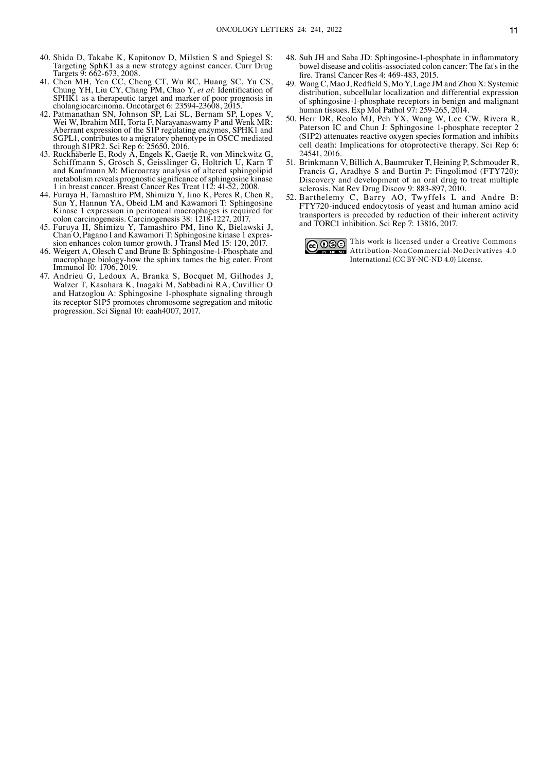40. Shida D, Takabe K, Kapitonov D, Milstien S and Spiegel S: Targeting SphK1 as a new strategy against cancer. Curr Drug Targets 9: 662-673, 2008.
41. Chen MH, Yen CC, Cheng CT, Wu RC, Huang SC, Yu CS, Chung YH, Liu CY, Chang PM, Chao Y, *et al*: Identification of SPHK1 as a therapeutic target and marker of poor prognosis in cholangiocarcinoma. Oncotarget 6: 23594-23608, 2015.
42. Patmanathan SN, Johnson SP, Lai SL, Bernam SP, Lopes V, Wei W, Ibrahim MH, Torta F, Narayanaswamy P and Wenk MR: Aberrant expression of the S1P regulating enzymes, SPHK1 and SGPL1, contributes to a migratory phenotype in OSCC mediated through S1PR2. Sci Rep 6: 25650, 2016.
43. Ruckhäberle E, Rody A, Engels K, Gaetje R, von Minckwitz G, Schiffmann S, Grösch S, Geisslinger G, Holtrich U, Karn T and Kaufmann M: Microarray analysis of altered sphingolipid metabolism reveals prognostic significance of sphingosine kinase 1 in breast cancer. Breast Cancer Res Treat 112: 41-52, 2008.
44. Furuya H, Tamashiro PM, Shimizu Y, Iino K, Peres R, Chen R, Sun Y, Hannun YA, Obeid LM and Kawamori T: Sphingosine Kinase 1 expression in peritoneal macrophages is required for colon carcinogenesis. Carcinogenesis 38: 1218-1227, 2017.
45. Furuya H, Shimizu Y, Tamashiro PM, Iino K, Bielawski J, Chan O, Pagano I and Kawamori T: Sphingosine kinase 1 expression enhances colon tumor growth. J Transl Med 15: 120, 2017.
46. Weigert A, Olesch C and Brune B: Sphingosine-1-Phosphate and macrophage biology-how the sphinx tames the big eater. Front Immunol 10: 1706, 2019.
47. Andrieu G, Ledoux A, Branka S, Bocquet M, Gilhodes J, Walzer T, Kasahara K, Inagaki M, Sabbadini RA, Cuvillier O and Hatzoglou A: Sphingosine 1-phosphate signaling through its receptor S1P5 promotes chromosome segregation and mitotic progression. Sci Signal 10: eaah4007, 2017.
48. Suh JH and Saba JD: Sphingosine-1-phosphate in inflammatory bowel disease and colitis-associated colon cancer: The fat's in the fire. Transl Cancer Res 4: 469-483, 2015.
49. Wang C, Mao J, Redfield S, Mo Y, Lage JM and Zhou X: Systemic distribution, subcellular localization and differential expression of sphingosine-1-phosphate receptors in benign and malignant human tissues. Exp Mol Pathol 97: 259-265, 2014.
50. Herr DR, Reolo MJ, Peh YX, Wang W, Lee CW, Rivera R, Paterson IC and Chun J: Sphingosine 1-phosphate receptor 2 (S1P2) attenuates reactive oxygen species formation and inhibits cell death: Implications for otoprotective therapy. Sci Rep 6: 24541, 2016.
51. Brinkmann V, Billich A, Baumruker T, Heining P, Schmouder R, Francis G, Aradhye S and Burtin P: Fingolimod (FTY720): Discovery and development of an oral drug to treat multiple sclerosis. Nat Rev Drug Discov 9: 883-897, 2010.
52. Barthelemy C, Barry AO, Twyffels L and Andre B: FTY720-induced endocytosis of yeast and human amino acid transporters is preceded by reduction of their inherent activity and TORC1 inhibition. Sci Rep 7: 13816, 2017.

This work is licensed under a Creative Commons Attribution-NonCommercial-NoDerivatives 4.0 International (CC BY-NC-ND 4.0) License.